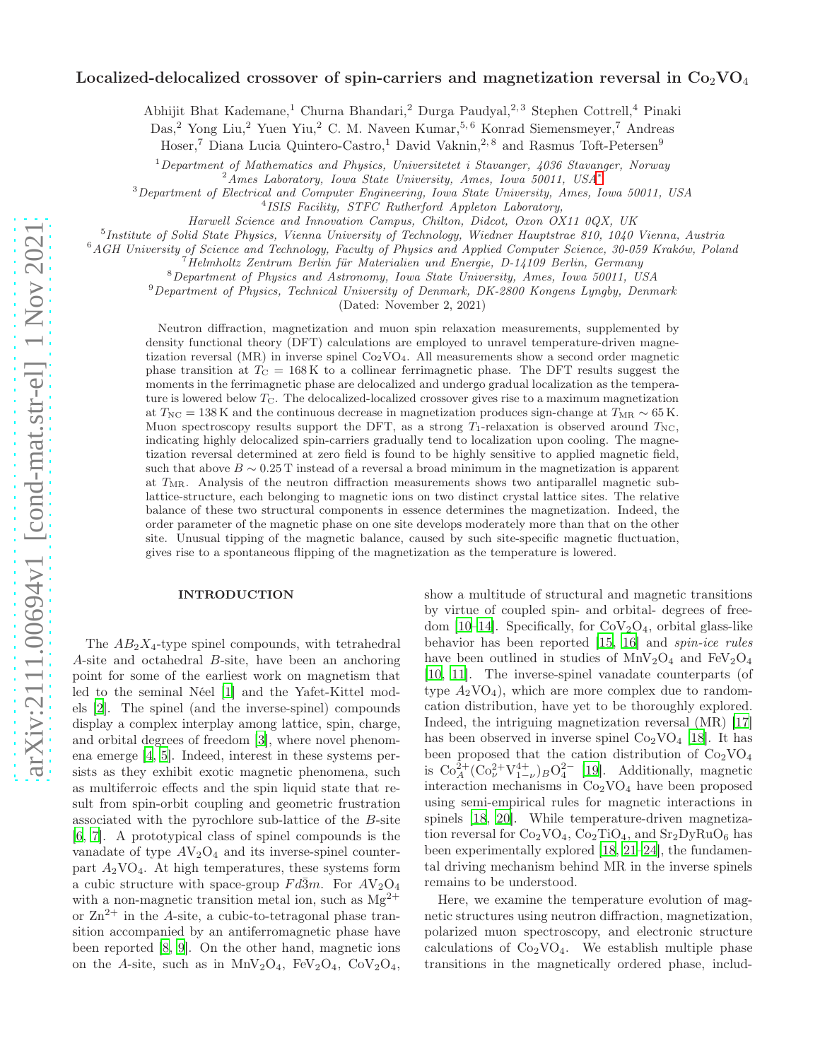# Localized-delocalized crossover of spin-carriers and magnetization reversal in $Co_2VO_4$

Abhijit Bhat Kademane,[1] Churna Bhandari,[2] Durga Paudyal,[2,3] Stephen Cottrell,[4] Pinaki Das,[2] Yong Liu,[2] Yuen Yiu,[2] C. M. Naveen Kumar,[5,6] Konrad Siemensmeyer,[7] Andreas Hoser,[7] Diana Lucia Quintero-Castro,[1] David Vaknin,[2,8] and Rasmus Toft-Petersen[9]

[1] *Department of Mathematics and Physics, Universitetet i Stavanger, 4036 Stavanger, Norway*
[2] *Ames Laboratory, Iowa State University, Ames, Iowa 50011, USA*[*]
[3] *Department of Electrical and Computer Engineering, Iowa State University, Ames, Iowa 50011, USA*
[4] *ISIS Facility, STFC Rutherford Appleton Laboratory, Harwell Science and Innovation Campus, Chilton, Didcot, Oxon OX11 0QX, UK*
[5] *Institute of Solid State Physics, Vienna University of Technology, Wiedner Hauptstrae 810, 1040 Vienna, Austria*
[6] *AGH University of Science and Technology, Faculty of Physics and Applied Computer Science, 30-059 Kraków, Poland*
[7] *Helmholtz Zentrum für Materialien und Energie, D-14109 Berlin, Germany*
[8] *Department of Physics and Astronomy, Iowa State University, Ames, Iowa 50011, USA*
[9] *Department of Physics, Technical University of Denmark, DK-2800 Kongens Lyngby, Denmark*

(Dated: November 2, 2021)

Neutron diffraction, magnetization and muon spin relaxation measurements, supplemented by density functional theory (DFT) calculations are employed to unravel temperature-driven magnetization reversal (MR) in inverse spinel $Co_2VO_4$. All measurements show a second order magnetic phase transition at $T_C = 168\,K$ to a collinear ferrimagnetic phase. The DFT results suggest the moments in the ferrimagnetic phase are delocalized and undergo gradual localization as the temperature is lowered below $T_C$. The delocalized-localized crossover gives rise to a maximum magnetization at $T_{NC} = 138\,K$ and the continuous decrease in magnetization produces sign-change at $T_{MR} \sim 65\,K$. Muon spectroscopy results support the DFT, as a strong $T_1$-relaxation is observed around $T_{NC}$, indicating highly delocalized spin-carriers gradually tend to localization upon cooling. The magnetization reversal determined at zero field is found to be highly sensitive to applied magnetic field, such that above $B \sim 0.25\,T$ instead of a reversal a broad minimum in the magnetization is apparent at $T_{MR}$. Analysis of the neutron diffraction measurements shows two antiparallel magnetic sublattice-structure, each belonging to magnetic ions on two distinct crystal lattice sites. The relative balance of these two structural components in essence determines the magnetization. Indeed, the order parameter of the magnetic phase on one site develops moderately more than that on the other site. Unusual tipping of the magnetic balance, caused by such site-specific magnetic fluctuation, gives rise to a spontaneous flipping of the magnetization as the temperature is lowered.

## INTRODUCTION

The $AB_2X_4$-type spinel compounds, with tetrahedral $A$-site and octahedral $B$-site, have been an anchoring point for some of the earliest work on magnetism that led to the seminal Néel [1] and the Yafet-Kittel models [2]. The spinel (and the inverse-spinel) compounds display a complex interplay among lattice, spin, charge, and orbital degrees of freedom [3], where novel phenomena emerge [4, 5]. Indeed, interest in these systems persists as they exhibit exotic magnetic phenomena, such as multiferroic effects and the spin liquid state that result from spin-orbit coupling and geometric frustration associated with the pyrochlore sub-lattice of the $B$-site [6, 7]. A prototypical class of spinel compounds is the vanadate of type $AV_2O_4$ and its inverse-spinel counterpart $A_2VO_4$. At high temperatures, these systems form a cubic structure with space-group $Fd\bar{3}m$. For $AV_2O_4$ with a non-magnetic transition metal ion, such as $Mg^{2+}$ or $Zn^{2+}$ in the $A$-site, a cubic-to-tetragonal phase transition accompanied by an antiferromagnetic phase have been reported [8, 9]. On the other hand, magnetic ions on the $A$-site, such as in $MnV_2O_4$, $FeV_2O_4$, $CoV_2O_4$, show a multitude of structural and magnetic transitions by virtue of coupled spin- and orbital- degrees of freedom [10–14]. Specifically, for $CoV_2O_4$, orbital glass-like behavior has been reported [15, 16] and *spin-ice rules* have been outlined in studies of $MnV_2O_4$ and $FeV_2O_4$ [10, 11]. The inverse-spinel vanadate counterparts (of type $A_2VO_4$), which are more complex due to randomcation distribution, have yet to be thoroughly explored. Indeed, the intriguing magnetization reversal (MR) [17] has been observed in inverse spinel $Co_2VO_4$ [18]. It has been proposed that the cation distribution of $Co_2VO_4$ is $Co^{2+}_A(Co^{2+}_\nu V^{4+}_{1-\nu})_B O^{2-}_4$ [19]. Additionally, magnetic interaction mechanisms in $Co_2VO_4$ have been proposed using semi-empirical rules for magnetic interactions in spinels [18, 20]. While temperature-driven magnetization reversal for $Co_2VO_4$, $Co_2TiO_4$, and $Sr_2DyRuO_6$ has been experimentally explored [18, 21–24], the fundamental driving mechanism behind MR in the inverse spinels remains to be understood.

Here, we examine the temperature evolution of magnetic structures using neutron diffraction, magnetization, polarized muon spectroscopy, and electronic structure calculations of $Co_2VO_4$. We establish multiple phase transitions in the magnetically ordered phase, includ-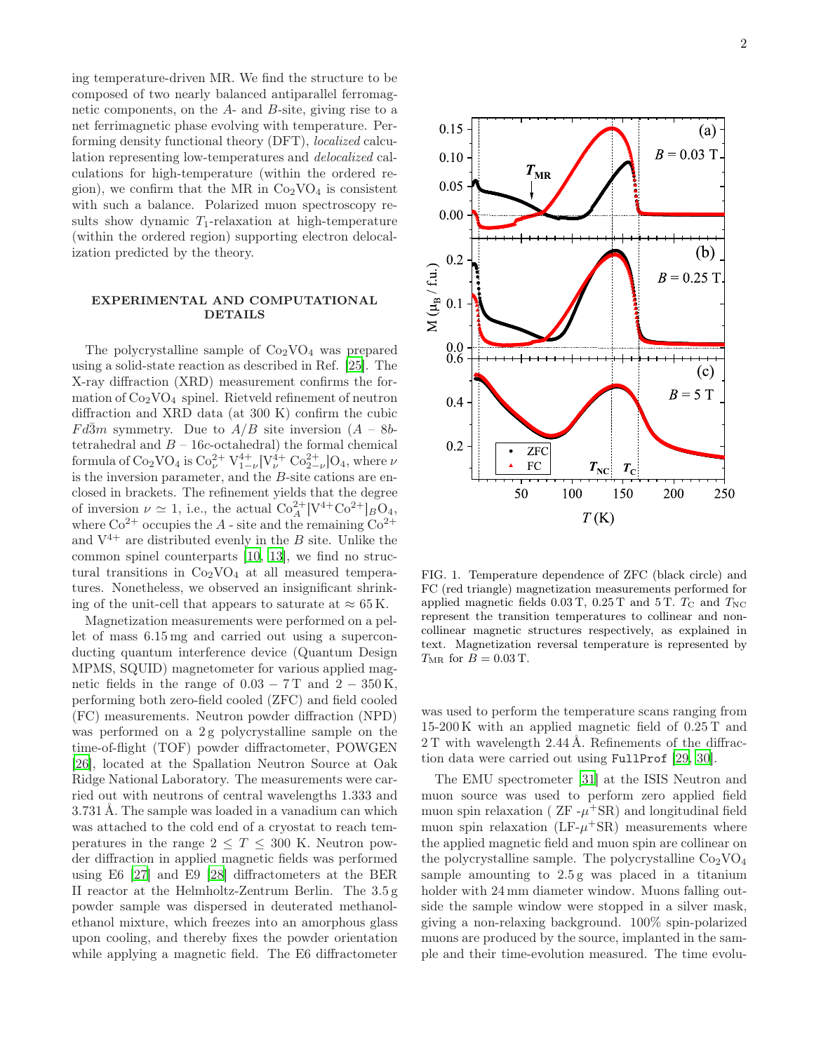ing temperature-driven MR. We find the structure to be composed of two nearly balanced antiparallel ferromagnetic components, on the $A$- and $B$-site, giving rise to a net ferrimagnetic phase evolving with temperature. Performing density functional theory (DFT), *localized* calculation representing low-temperatures and *delocalized* calculations for high-temperature (within the ordered region), we confirm that the MR in $Co_2VO_4$ is consistent with such a balance. Polarized muon spectroscopy results show dynamic $T_1$-relaxation at high-temperature (within the ordered region) supporting electron delocalization predicted by the theory.

## EXPERIMENTAL AND COMPUTATIONAL DETAILS

The polycrystalline sample of $Co_2VO_4$ was prepared using a solid-state reaction as described in Ref. [25]. The X-ray diffraction (XRD) measurement confirms the formation of $Co_2VO_4$ spinel. Rietveld refinement of neutron diffraction and XRD data (at 300 K) confirm the cubic $Fd\bar{3}m$ symmetry. Due to $A/B$ site inversion ($A$ – $8b$-tetrahedral and $B$ – $16c$-octahedral) the formal chemical formula of $Co_2VO_4$ is $Co^{2+}_{\nu}\,V^{4+}_{1-\nu}[V^{4+}_{\nu}\,Co^{2+}_{2-\nu}]O_4$, where $\nu$ is the inversion parameter, and the $B$-site cations are enclosed in brackets. The refinement yields that the degree of inversion $\nu \simeq 1$, i.e., the actual $Co^{2+}_A[V^{4+}Co^{2+}]_BO_4$, where $Co^{2+}$ occupies the $A$ - site and the remaining $Co^{2+}$ and $V^{4+}$ are distributed evenly in the $B$ site. Unlike the common spinel counterparts [10, 13], we find no structural transitions in $Co_2VO_4$ at all measured temperatures. Nonetheless, we observed an insignificant shrinking of the unit-cell that appears to saturate at $\approx 65$ K.

Magnetization measurements were performed on a pellet of mass 6.15 mg and carried out using a superconducting quantum interference device (Quantum Design MPMS, SQUID) magnetometer for various applied magnetic fields in the range of 0.03 – 7 T and 2 – 350 K, performing both zero-field cooled (ZFC) and field cooled (FC) measurements. Neutron powder diffraction (NPD) was performed on a 2 g polycrystalline sample on the time-of-flight (TOF) powder diffractometer, POWGEN [26], located at the Spallation Neutron Source at Oak Ridge National Laboratory. The measurements were carried out with neutrons of central wavelengths 1.333 and 3.731 Å. The sample was loaded in a vanadium can which was attached to the cold end of a cryostat to reach temperatures in the range $2 \leq T \leq 300$ K. Neutron powder diffraction in applied magnetic fields was performed using E6 [27] and E9 [28] diffractometers at the BER II reactor at the Helmholtz-Zentrum Berlin. The 3.5 g powder sample was dispersed in deuterated methanol-ethanol mixture, which freezes into an amorphous glass upon cooling, and thereby fixes the powder orientation while applying a magnetic field. The E6 diffractometer was used to perform the temperature scans ranging from 15-200 K with an applied magnetic field of 0.25 T and 2 T with wavelength 2.44 Å. Refinements of the diffraction data were carried out using `FullProf` [29, 30].

FIG. 1. Temperature dependence of ZFC (black circle) and FC (red triangle) magnetization measurements performed for applied magnetic fields 0.03 T, 0.25 T and 5 T. $T_C$ and $T_{NC}$ represent the transition temperatures to collinear and non-collinear magnetic structures respectively, as explained in text. Magnetization reversal temperature is represented by $T_{MR}$ for $B = 0.03$ T.

The EMU spectrometer [31] at the ISIS Neutron and muon source was used to perform zero applied field muon spin relaxation ( ZF -$\mu^+$SR) and longitudinal field muon spin relaxation (LF-$\mu^+$SR) measurements where the applied magnetic field and muon spin are collinear on the polycrystalline sample. The polycrystalline $Co_2VO_4$ sample amounting to 2.5 g was placed in a titanium holder with 24 mm diameter window. Muons falling outside the sample window were stopped in a silver mask, giving a non-relaxing background. 100% spin-polarized muons are produced by the source, implanted in the sample and their time-evolution measured. The time evolu-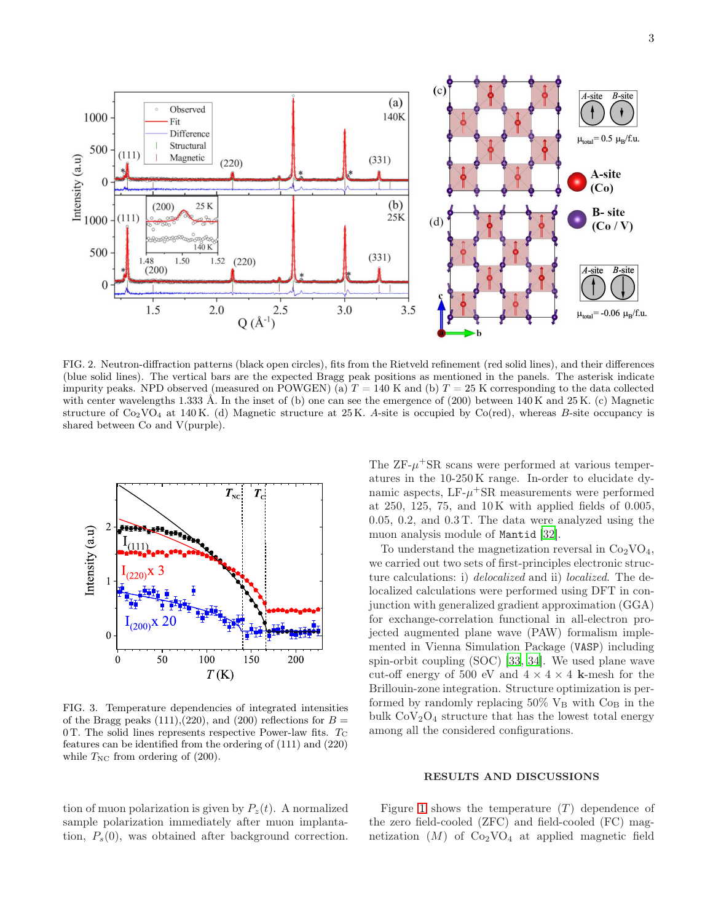FIG. 2. Neutron-diffraction patterns (black open circles), fits from the Rietveld refinement (red solid lines), and their differences (blue solid lines). The vertical bars are the expected Bragg peak positions as mentioned in the panels. The asterisk indicate impurity peaks. NPD observed (measured on POWGEN) (a) $T$ = 140 K and (b) $T$ = 25 K corresponding to the data collected with center wavelengths 1.333 Å. In the inset of (b) one can see the emergence of (200) between 140 K and 25 K. (c) Magnetic structure of $Co_2VO_4$ at 140 K. (d) Magnetic structure at 25 K. $A$-site is occupied by Co(red), whereas $B$-site occupancy is shared between Co and V(purple).

FIG. 3. Temperature dependencies of integrated intensities of the Bragg peaks (111),(220), and (200) reflections for $B$ = 0 T. The solid lines represents respective Power-law fits. $T_C$ features can be identified from the ordering of (111) and (220) while $T_{NC}$ from ordering of (200).

tion of muon polarization is given by $P_z(t)$. A normalized sample polarization immediately after muon implantation, $P_s(0)$, was obtained after background correction. The ZF-$\mu^+$SR scans were performed at various temperatures in the 10-250 K range. In-order to elucidate dynamic aspects, LF-$\mu^+$SR measurements were performed at 250, 125, 75, and 10 K with applied fields of 0.005, 0.05, 0.2, and 0.3 T. The data were analyzed using the muon analysis module of `Mantid` [32].

To understand the magnetization reversal in $Co_2VO_4$, we carried out two sets of first-principles electronic structure calculations: i) *delocalized* and ii) *localized*. The delocalized calculations were performed using DFT in conjunction with generalized gradient approximation (GGA) for exchange-correlation functional in all-electron projected augmented plane wave (PAW) formalism implemented in Vienna Simulation Package (`VASP`) including spin-orbit coupling (SOC) [33, 34]. We used plane wave cut-off energy of 500 eV and 4 × 4 × 4 **k**-mesh for the Brillouin-zone integration. Structure optimization is performed by randomly replacing 50% $V_B$ with $Co_B$ in the bulk $CoV_2O_4$ structure that has the lowest total energy among all the considered configurations.

## RESULTS AND DISCUSSIONS

Figure 1 shows the temperature ($T$) dependence of the zero field-cooled (ZFC) and field-cooled (FC) magnetization ($M$) of $Co_2VO_4$ at applied magnetic field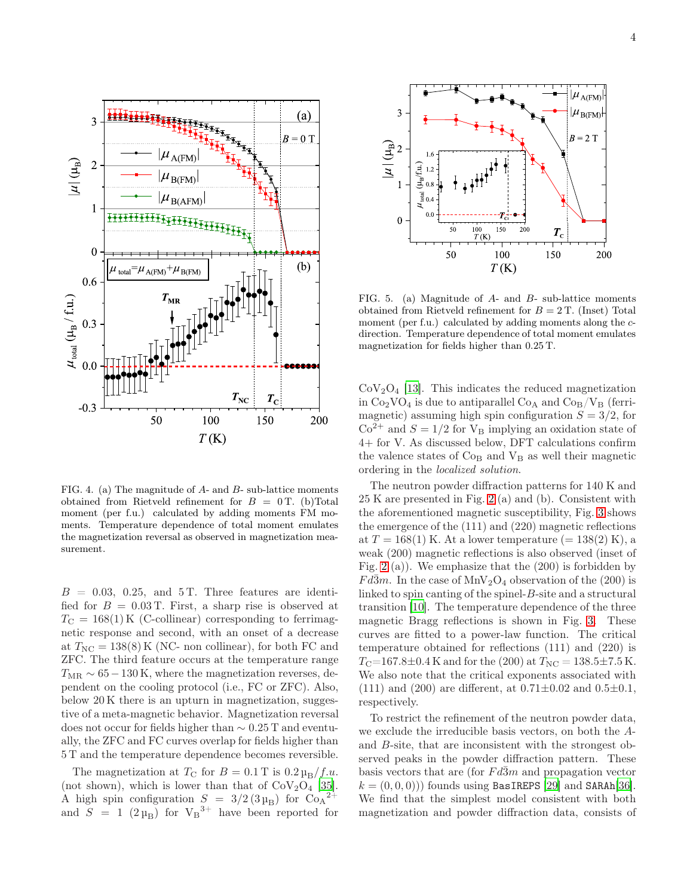FIG. 4. (a) The magnitude of $A$- and $B$- sub-lattice moments obtained from Rietveld refinement for $B = 0$ T. (b)Total moment (per f.u.) calculated by adding moments FM moments. Temperature dependence of total moment emulates the magnetization reversal as observed in magnetization measurement.

$B = 0.03$, 0.25, and 5 T. Three features are identified for $B = 0.03$ T. First, a sharp rise is observed at $T_C = 168(1)$ K (C-collinear) corresponding to ferrimagnetic response and second, with an onset of a decrease at $T_{NC} = 138(8)$ K (NC- non collinear), for both FC and ZFC. The third feature occurs at the temperature range $T_{MR} \sim 65-130$ K, where the magnetization reverses, dependent on the cooling protocol (i.e., FC or ZFC). Also, below 20 K there is an upturn in magnetization, suggestive of a meta-magnetic behavior. Magnetization reversal does not occur for fields higher than $\sim 0.25$ T and eventually, the ZFC and FC curves overlap for fields higher than 5 T and the temperature dependence becomes reversible.

The magnetization at $T_C$ for $B = 0.1$ T is $0.2\,\mu_B/f.u.$ (not shown), which is lower than that of $CoV_2O_4$ [35]. A high spin configuration $S = 3/2\,(3\,\mu_B)$ for $Co_A^{2+}$ and $S = 1$ $(2\,\mu_B)$ for $V_B^{3+}$ have been reported for $CoV_2O_4$ [13]. This indicates the reduced magnetization in $Co_2VO_4$ is due to antiparallel $Co_A$ and $Co_B/V_B$ (ferrimagnetic) assuming high spin configuration $S = 3/2$, for $Co^{2+}$ and $S = 1/2$ for $V_B$ implying an oxidation state of 4+ for V. As discussed below, DFT calculations confirm the valence states of $Co_B$ and $V_B$ as well their magnetic ordering in the *localized solution*.

FIG. 5. (a) Magnitude of $A$- and $B$- sub-lattice moments obtained from Rietveld refinement for $B = 2$ T. (Inset) Total moment (per f.u.) calculated by adding moments along the $c$-direction. Temperature dependence of total moment emulates magnetization for fields higher than 0.25 T.

The neutron powder diffraction patterns for 140 K and 25 K are presented in Fig. 2 (a) and (b). Consistent with the aforementioned magnetic susceptibility, Fig. 3 shows the emergence of the (111) and (220) magnetic reflections at $T = 168(1)$ K. At a lower temperature (= 138(2) K), a weak (200) magnetic reflections is also observed (inset of Fig. 2 (a)). We emphasize that the (200) is forbidden by $Fd\bar{3}m$. In the case of $MnV_2O_4$ observation of the (200) is linked to spin canting of the spinel-$B$-site and a structural transition [10]. The temperature dependence of the three magnetic Bragg reflections is shown in Fig. 3. These curves are fitted to a power-law function. The critical temperature obtained for reflections (111) and (220) is $T_C$=167.8±0.4 K and for the (200) at $T_{NC}$ = 138.5±7.5 K. We also note that the critical exponents associated with (111) and (200) are different, at 0.71±0.02 and 0.5±0.1, respectively.

To restrict the refinement of the neutron powder data, we exclude the irreducible basis vectors, on both the $A$- and $B$-site, that are inconsistent with the strongest observed peaks in the powder diffraction pattern. These basis vectors that are (for $Fd\bar{3}m$ and propagation vector $k = (0, 0, 0)$) founds using `BasIREPS` [29] and `SARAh`[36]. We find that the simplest model consistent with both magnetization and powder diffraction data, consists of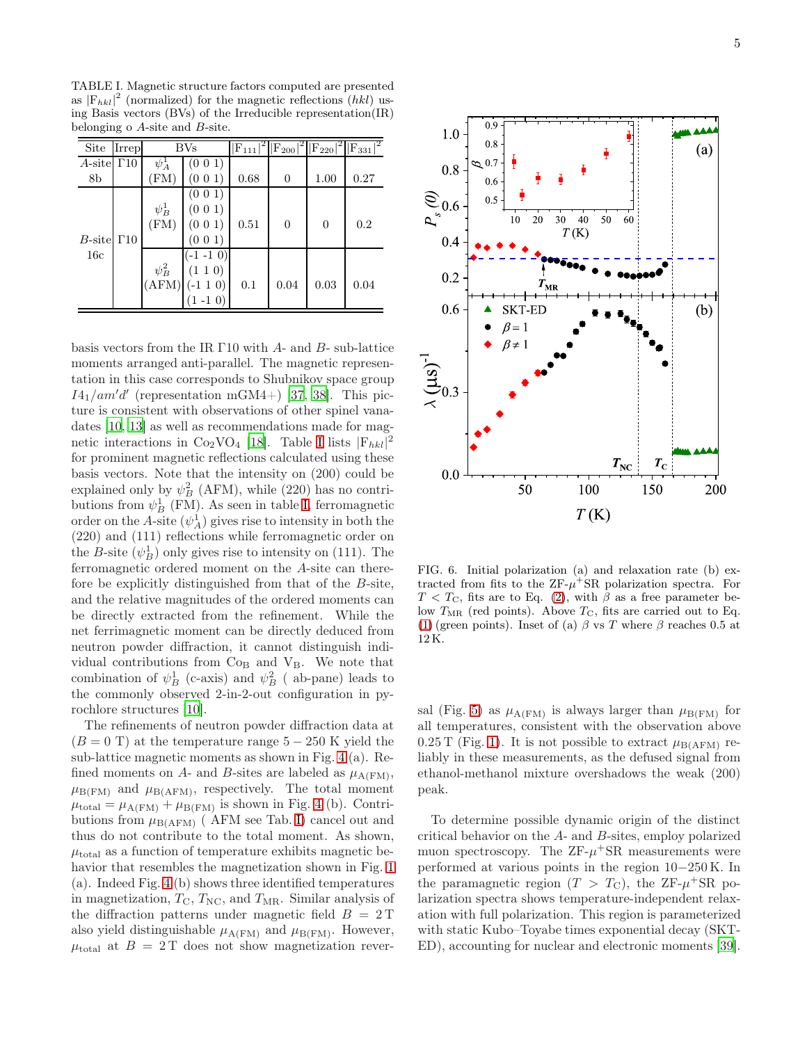TABLE I. Magnetic structure factors computed are presented as $|F_{hkl}|^2$ (normalized) for the magnetic reflections ($hkl$) using Basis vectors (BVs) of the Irreducible representation(IR) belonging o $A$-site and $B$-site.

| Site | Irrep | BVs | | $\|F_{111}\|^2$ | $\|F_{200}\|^2$ | $\|F_{220}\|^2$ | $\|F_{331}\|^2$ |
|---|---|---|---|---|---|---|---|
| $A$-site 8b | Γ10 | $\psi_A^1$ (FM) | (0 0 1) (0 0 1) | 0.68 | 0 | 1.00 | 0.27 |
| $B$-site 16c | Γ10 | $\psi_B^1$ (FM) | (0 0 1) (0 0 1) (0 0 1) (0 0 1) | 0.51 | 0 | 0 | 0.2 |
| | | $\psi_B^2$ (AFM) | (-1 -1 0) (1 1 0) (-1 1 0) (1 -1 0) | 0.1 | 0.04 | 0.03 | 0.04 |

basis vectors from the IR Γ10 with $A$- and $B$- sub-lattice moments arranged anti-parallel. The magnetic representation in this case corresponds to Shubnikov space group $I4_1/am'd'$ (representation mGM4+) [37, 38]. This picture is consistent with observations of other spinel vanadates [10, 13] as well as recommendations made for magnetic interactions in $Co_2VO_4$ [18]. Table I lists $|F_{hkl}|^2$ for prominent magnetic reflections calculated using these basis vectors. Note that the intensity on (200) could be explained only by $\psi_B^2$ (AFM), while (220) has no contributions from $\psi_B^1$ (FM). As seen in table I, ferromagnetic order on the $A$-site ($\psi_A^1$) gives rise to intensity in both the (220) and (111) reflections while ferromagnetic order on the $B$-site ($\psi_B^1$) only gives rise to intensity on (111). The ferromagnetic ordered moment on the $A$-site can therefore be explicitly distinguished from that of the $B$-site, and the relative magnitudes of the ordered moments can be directly extracted from the refinement. While the net ferrimagnetic moment can be directly deduced from neutron powder diffraction, it cannot distinguish individual contributions from $Co_B$ and $V_B$. We note that combination of $\psi_B^1$ (c-axis) and $\psi_B^2$ ( ab-pane) leads to the commonly observed 2-in-2-out configuration in pyrochlore structures [10].

The refinements of neutron powder diffraction data at ($B = 0$ T) at the temperature range $5 - 250$ K yield the sub-lattice magnetic moments as shown in Fig. 4(a). Refined moments on $A$- and $B$-sites are labeled as $\mu_{A(FM)}$, $\mu_{B(FM)}$ and $\mu_{B(AFM)}$, respectively. The total moment $\mu_{total} = \mu_{A(FM)} + \mu_{B(FM)}$ is shown in Fig. 4(b). Contributions from $\mu_{B(AFM)}$ ( AFM see Tab. I) cancel out and thus do not contribute to the total moment. As shown, $\mu_{total}$ as a function of temperature exhibits magnetic behavior that resembles the magnetization shown in Fig. 1 (a). Indeed Fig. 4(b) shows three identified temperatures in magnetization, $T_C$, $T_{NC}$, and $T_{MR}$. Similar analysis of the diffraction patterns under magnetic field $B = 2$ T also yield distinguishable $\mu_{A(FM)}$ and $\mu_{B(FM)}$. However, $\mu_{total}$ at $B = 2$ T does not show magnetization reversal (Fig. 5) as $\mu_{A(FM)}$ is always larger than $\mu_{B(FM)}$ for all temperatures, consistent with the observation above 0.25 T (Fig. 1). It is not possible to extract $\mu_{B(AFM)}$ reliably in these measurements, as the defused signal from ethanol-methanol mixture overshadows the weak (200) peak.

FIG. 6. Initial polarization (a) and relaxation rate (b) extracted from fits to the ZF-$\mu^+$SR polarization spectra. For $T < T_C$, fits are to Eq. (2), with $\beta$ as a free parameter below $T_{MR}$ (red points). Above $T_C$, fits are carried out to Eq. (1) (green points). Inset of (a) $\beta$ vs $T$ where $\beta$ reaches 0.5 at 12 K.

To determine possible dynamic origin of the distinct critical behavior on the $A$- and $B$-sites, employ polarized muon spectroscopy. The ZF-$\mu^+$SR measurements were performed at various points in the region $10-250$ K. In the paramagnetic region ($T > T_C$), the ZF-$\mu^+$SR polarization spectra shows temperature-independent relaxation with full polarization. This region is parameterized with static Kubo–Toyabe times exponential decay (SKT-ED), accounting for nuclear and electronic moments [39].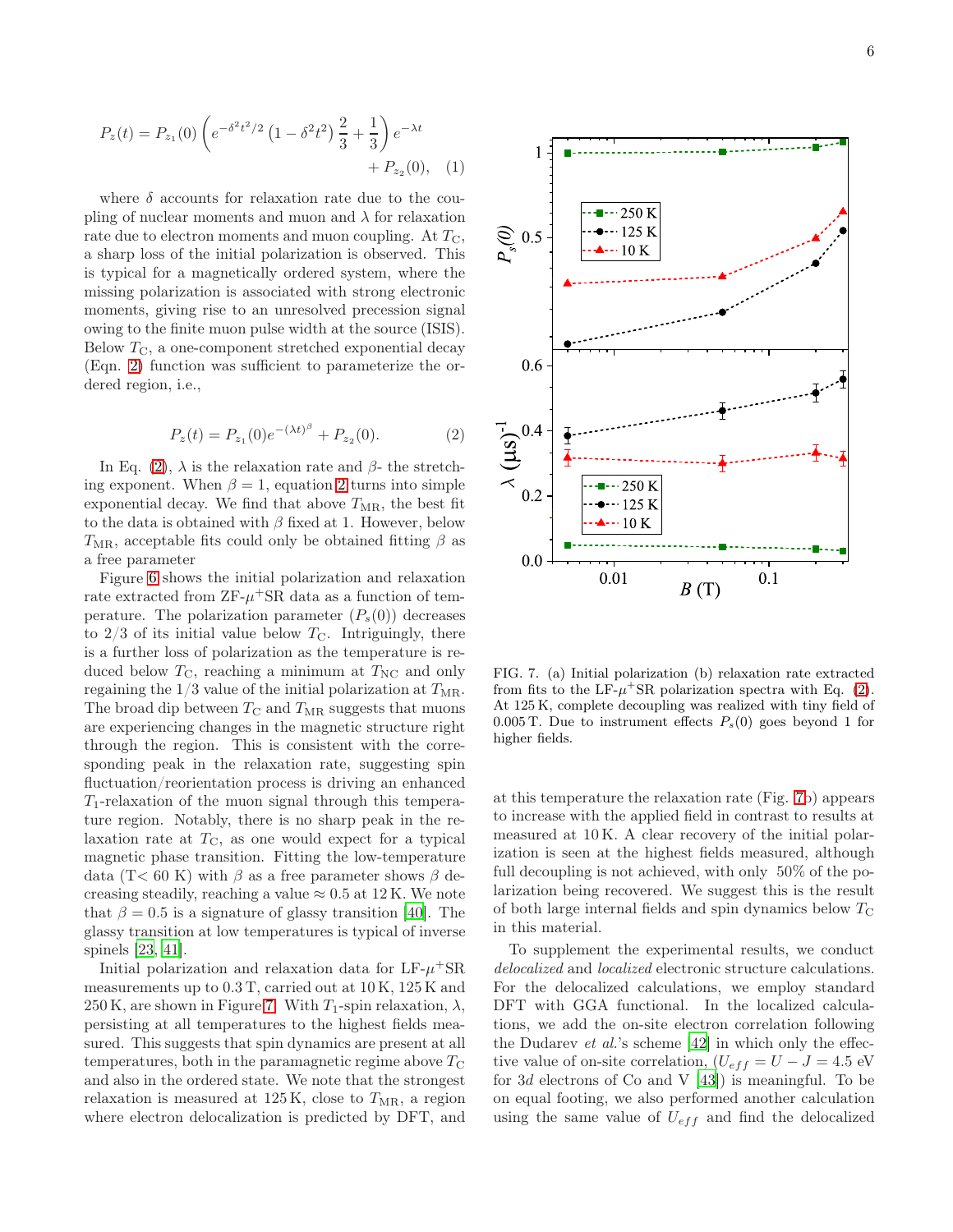$$P_z(t) = P_{z_1}(0)\left(e^{-\delta^2 t^2/2}\left(1-\delta^2 t^2\right)\frac{2}{3}+\frac{1}{3}\right)e^{-\lambda t} + P_{z_2}(0), \quad (1)$$

where $\delta$ accounts for relaxation rate due to the coupling of nuclear moments and muon and $\lambda$ for relaxation rate due to electron moments and muon coupling. At $T_{\mathrm{C}}$, a sharp loss of the initial polarization is observed. This is typical for a magnetically ordered system, where the missing polarization is associated with strong electronic moments, giving rise to an unresolved precession signal owing to the finite muon pulse width at the source (ISIS). Below $T_{\mathrm{C}}$, a one-component stretched exponential decay (Eqn. 2) function was sufficient to parameterize the ordered region, i.e.,

$$P_z(t) = P_{z_1}(0)e^{-(\lambda t)^{\beta}} + P_{z_2}(0). \quad (2)$$

In Eq. (2), $\lambda$ is the relaxation rate and $\beta$- the stretching exponent. When $\beta = 1$, equation 2 turns into simple exponential decay. We find that above $T_{\mathrm{MR}}$, the best fit to the data is obtained with $\beta$ fixed at 1. However, below $T_{\mathrm{MR}}$, acceptable fits could only be obtained fitting $\beta$ as a free parameter

Figure 6 shows the initial polarization and relaxation rate extracted from ZF-$\mu^+$SR data as a function of temperature. The polarization parameter ($P_s(0)$) decreases to 2/3 of its initial value below $T_{\mathrm{C}}$. Intriguingly, there is a further loss of polarization as the temperature is reduced below $T_{\mathrm{C}}$, reaching a minimum at $T_{\mathrm{NC}}$ and only regaining the 1/3 value of the initial polarization at $T_{\mathrm{MR}}$. The broad dip between $T_{\mathrm{C}}$ and $T_{\mathrm{MR}}$ suggests that muons are experiencing changes in the magnetic structure right through the region. This is consistent with the corresponding peak in the relaxation rate, suggesting spin fluctuation/reorientation process is driving an enhanced $T_1$-relaxation of the muon signal through this temperature region. Notably, there is no sharp peak in the relaxation rate at $T_{\mathrm{C}}$, as one would expect for a typical magnetic phase transition. Fitting the low-temperature data (T< 60 K) with $\beta$ as a free parameter shows $\beta$ decreasing steadily, reaching a value $\approx 0.5$ at 12 K. We note that $\beta = 0.5$ is a signature of glassy transition [40]. The glassy transition at low temperatures is typical of inverse spinels [23, 41].

Initial polarization and relaxation data for LF-$\mu^+$SR measurements up to 0.3 T, carried out at 10 K, 125 K and 250 K, are shown in Figure 7. With $T_1$-spin relaxation, $\lambda$, persisting at all temperatures to the highest fields measured. This suggests that spin dynamics are present at all temperatures, both in the paramagnetic regime above $T_{\mathrm{C}}$ and also in the ordered state. We note that the strongest relaxation is measured at 125 K, close to $T_{\mathrm{MR}}$, a region where electron delocalization is predicted by DFT, and at this temperature the relaxation rate (Fig. 7b) appears to increase with the applied field in contrast to results at measured at 10 K. A clear recovery of the initial polarization is seen at the highest fields measured, although full decoupling is not achieved, with only 50% of the polarization being recovered. We suggest this is the result of both large internal fields and spin dynamics below $T_{\mathrm{C}}$ in this material.

FIG. 7. (a) Initial polarization (b) relaxation rate extracted from fits to the LF-$\mu^+$SR polarization spectra with Eq. (2). At 125 K, complete decoupling was realized with tiny field of 0.005 T. Due to instrument effects $P_s(0)$ goes beyond 1 for higher fields.

To supplement the experimental results, we conduct *delocalized* and *localized* electronic structure calculations. For the delocalized calculations, we employ standard DFT with GGA functional. In the localized calculations, we add the on-site electron correlation following the Dudarev *et al.*'s scheme [42] in which only the effective value of on-site correlation, ($U_{eff} = U - J = 4.5$ eV for 3$d$ electrons of Co and V [43]) is meaningful. To be on equal footing, we also performed another calculation using the same value of $U_{eff}$ and find the delocalized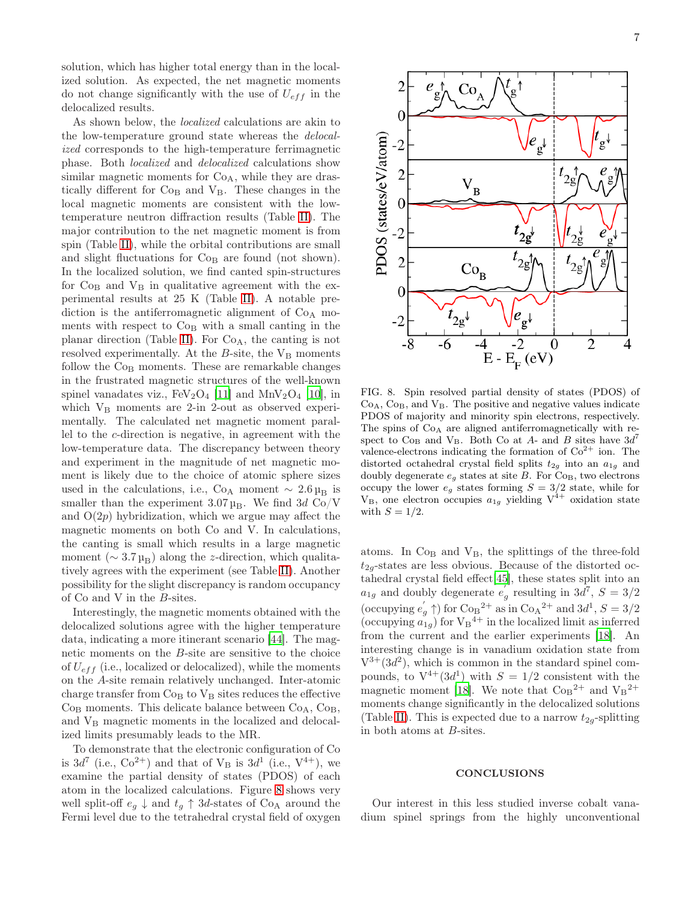solution, which has higher total energy than in the localized solution. As expected, the net magnetic moments do not change significantly with the use of $U_{eff}$ in the delocalized results.

As shown below, the *localized* calculations are akin to the low-temperature ground state whereas the *delocalized* corresponds to the high-temperature ferrimagnetic phase. Both *localized* and *delocalized* calculations show similar magnetic moments for $\mathrm{Co_A}$, while they are drastically different for $\mathrm{Co_B}$ and $\mathrm{V_B}$. These changes in the local magnetic moments are consistent with the low-temperature neutron diffraction results (Table II). The major contribution to the net magnetic moment is from spin (Table II), while the orbital contributions are small and slight fluctuations for $\mathrm{Co_B}$ are found (not shown). In the localized solution, we find canted spin-structures for $\mathrm{Co_B}$ and $\mathrm{V_B}$ in qualitative agreement with the experimental results at 25 K (Table II). A notable prediction is the antiferromagnetic alignment of $\mathrm{Co_A}$ moments with respect to $\mathrm{Co_B}$ with a small canting in the planar direction (Table II). For $\mathrm{Co_A}$, the canting is not resolved experimentally. At the *B*-site, the $\mathrm{V_B}$ moments follow the $\mathrm{Co_B}$ moments. These are remarkable changes in the frustrated magnetic structures of the well-known spinel vanadates viz., $\mathrm{FeV_2O_4}$ [11] and $\mathrm{MnV_2O_4}$ [10], in which $\mathrm{V_B}$ moments are 2-in 2-out as observed experimentally. The calculated net magnetic moment parallel to the *c*-direction is negative, in agreement with the low-temperature data. The discrepancy between theory and experiment in the magnitude of net magnetic moment is likely due to the choice of atomic sphere sizes used in the calculations, i.e., $\mathrm{Co_A}$ moment $\sim 2.6\,\mu_\mathrm{B}$ is smaller than the experiment $3.07\,\mu_\mathrm{B}$. We find $3d$ Co/V and O($2p$) hybridization, which we argue may affect the magnetic moments on both Co and V. In calculations, the canting is small which results in a large magnetic moment ($\sim 3.7\,\mu_\mathrm{B}$) along the *z*-direction, which qualitatively agrees with the experiment (see Table II). Another possibility for the slight discrepancy is random occupancy of Co and V in the *B*-sites.

Interestingly, the magnetic moments obtained with the delocalized solutions agree with the higher temperature data, indicating a more itinerant scenario [44]. The magnetic moments on the *B*-site are sensitive to the choice of $U_{eff}$ (i.e., localized or delocalized), while the moments on the *A*-site remain relatively unchanged. Inter-atomic charge transfer from $\mathrm{Co_B}$ to $\mathrm{V_B}$ sites reduces the effective $\mathrm{Co_B}$ moments. This delicate balance between $\mathrm{Co_A}$, $\mathrm{Co_B}$, and $\mathrm{V_B}$ magnetic moments in the localized and delocalized limits presumably leads to the MR.

To demonstrate that the electronic configuration of Co is $3d^7$ (i.e., $\mathrm{Co^{2+}}$) and that of $\mathrm{V_B}$ is $3d^1$ (i.e., $\mathrm{V^{4+}}$), we examine the partial density of states (PDOS) of each atom in the localized calculations. Figure 8 shows very well split-off $e_g \downarrow$ and $t_g \uparrow$ $3d$-states of $\mathrm{Co_A}$ around the Fermi level due to the tetrahedral crystal field of oxygen atoms. In $\mathrm{Co_B}$ and $\mathrm{V_B}$, the splittings of the three-fold $t_{2g}$-states are less obvious. Because of the distorted octahedral crystal field effect [45], these states split into an $a_{1g}$ and doubly degenerate $e_g^{'}$ resulting in $3d^7$, $S = 3/2$ (occupying $e_g^{'} \uparrow$) for $\mathrm{{Co_B}^{2+}}$ as in $\mathrm{{Co_A}^{2+}}$ and $3d^1$, $S = 3/2$ (occupying $a_{1g}$) for $\mathrm{{V_B}^{4+}}$ in the localized limit as inferred from the current and the earlier experiments [18]. An interesting change is in vanadium oxidation state from $\mathrm{V^{3+}}(3d^2)$, which is common in the standard spinel compounds, to $\mathrm{V^{4+}}(3d^1)$ with $S = 1/2$ consistent with the magnetic moment [18]. We note that $\mathrm{{Co_B}^{2+}}$ and $\mathrm{{V_B}^{2+}}$ moments change significantly in the delocalized solutions (Table II). This is expected due to a narrow $t_{2g}$-splitting in both atoms at *B*-sites.

FIG. 8. Spin resolved partial density of states (PDOS) of $\mathrm{Co_A}$, $\mathrm{Co_B}$, and $\mathrm{V_B}$. The positive and negative values indicate PDOS of majority and minority spin electrons, respectively. The spins of $\mathrm{Co_A}$ are aligned antiferromagnetically with respect to $\mathrm{Co_B}$ and $\mathrm{V_B}$. Both Co at *A*- and *B* sites have $3d^7$ valence-electrons indicating the formation of $\mathrm{Co^{2+}}$ ion. The distorted octahedral crystal field splits $t_{2g}$ into an $a_{1g}$ and doubly degenerate $e_g$ states at site *B*. For $\mathrm{Co_B}$, two electrons occupy the lower $e_g$ states forming $S = 3/2$ state, while for $\mathrm{V_B}$, one electron occupies $a_{1g}$ yielding $\mathrm{V^{4+}}$ oxidation state with $S = 1/2$.

## CONCLUSIONS

Our interest in this less studied inverse cobalt vanadium spinel springs from the highly unconventional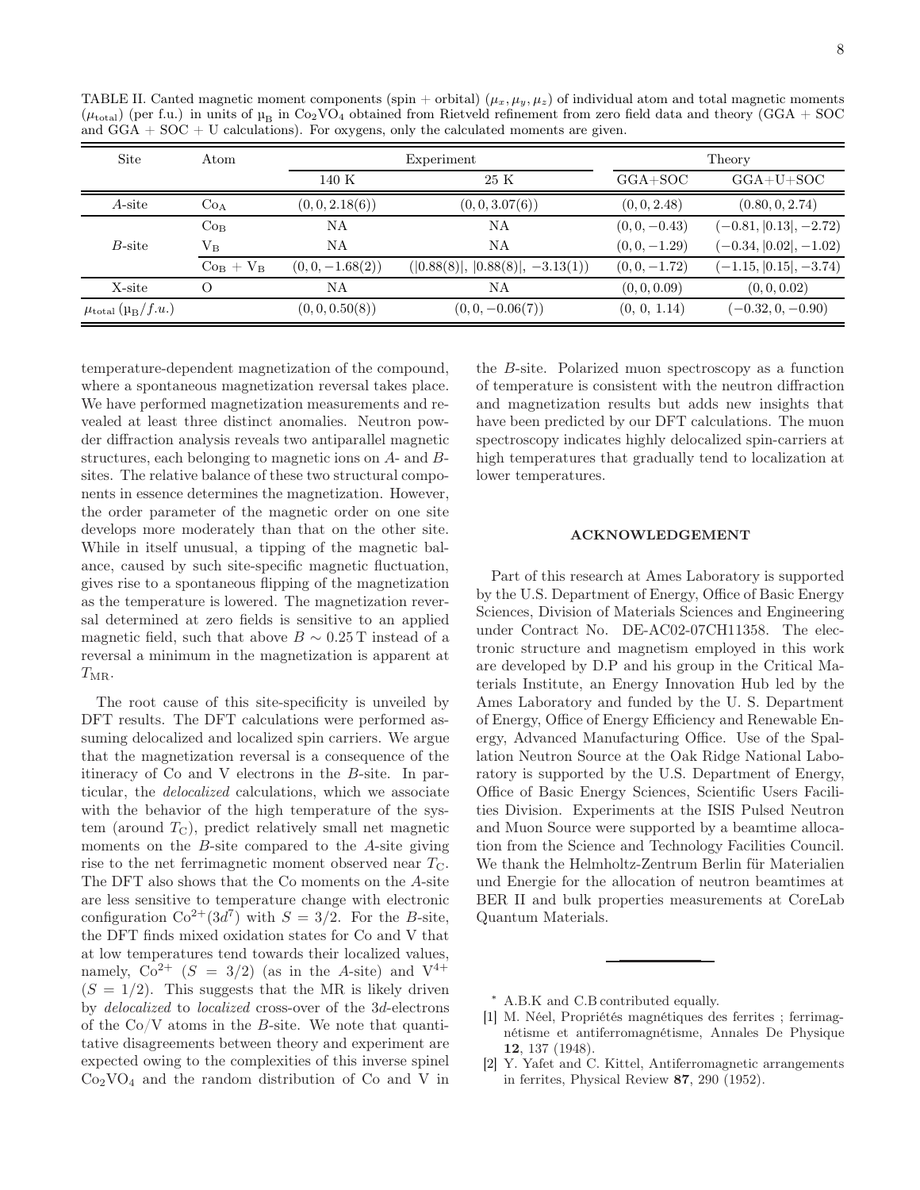TABLE II. Canted magnetic moment components (spin + orbital) $(\mu_x, \mu_y, \mu_z)$ of individual atom and total magnetic moments $(\mu_{\text{total}})$ (per f.u.) in units of $\mu_B$ in $Co_2VO_4$ obtained from Rietveld refinement from zero field data and theory (GGA + SOC and GGA + SOC + U calculations). For oxygens, only the calculated moments are given.

| Site | Atom | Experiment | | Theory | |
|---|---|---|---|---|---|
| | | 140 K | 25 K | GGA+SOC | GGA+U+SOC |
| $A$-site | $Co_A$ | $(0, 0, 2.18(6))$ | $(0, 0, 3.07(6))$ | $(0, 0, 2.48)$ | $(0.80, 0, 2.74)$ |
| $B$-site | $Co_B$ | NA | NA | $(0, 0, -0.43)$ | $(-0.81, \|0.13\|, -2.72)$ |
| | $V_B$ | NA | NA | $(0, 0, -1.29)$ | $(-0.34, \|0.02\|, -1.02)$ |
| | $Co_B + V_B$ | $(0, 0, -1.68(2))$ | $(\|0.88(8)\|, \|0.88(8)\|, -3.13(1))$ | $(0, 0, -1.72)$ | $(-1.15, \|0.15\|, -3.74)$ |
| X-site | O | NA | NA | $(0, 0, 0.09)$ | $(0, 0, 0.02)$ |
| $\mu_{\text{total}}$ $(\mu_B/f.u.)$ | | $(0, 0, 0.50(8))$ | $(0, 0, -0.06(7))$ | $(0, 0, 1.14)$ | $(-0.32, 0, -0.90)$ |

temperature-dependent magnetization of the compound, where a spontaneous magnetization reversal takes place. We have performed magnetization measurements and revealed at least three distinct anomalies. Neutron powder diffraction analysis reveals two antiparallel magnetic structures, each belonging to magnetic ions on $A$- and $B$-sites. The relative balance of these two structural components in essence determines the magnetization. However, the order parameter of the magnetic order on one site develops more moderately than that on the other site. While in itself unusual, a tipping of the magnetic balance, caused by such site-specific magnetic fluctuation, gives rise to a spontaneous flipping of the magnetization as the temperature is lowered. The magnetization reversal determined at zero fields is sensitive to an applied magnetic field, such that above $B \sim 0.25\,\text{T}$ instead of a reversal a minimum in the magnetization is apparent at $T_{\text{MR}}$.

The root cause of this site-specificity is unveiled by DFT results. The DFT calculations were performed assuming delocalized and localized spin carriers. We argue that the magnetization reversal is a consequence of the itineracy of Co and V electrons in the $B$-site. In particular, the *delocalized* calculations, which we associate with the behavior of the high temperature of the system (around $T_C$), predict relatively small net magnetic moments on the $B$-site compared to the $A$-site giving rise to the net ferrimagnetic moment observed near $T_C$. The DFT also shows that the Co moments on the $A$-site are less sensitive to temperature change with electronic configuration $Co^{2+}(3d^7)$ with $S = 3/2$. For the $B$-site, the DFT finds mixed oxidation states for Co and V that at low temperatures tend towards their localized values, namely, $Co^{2+}$ $(S = 3/2)$ (as in the $A$-site) and $V^{4+}$ $(S = 1/2)$. This suggests that the MR is likely driven by *delocalized* to *localized* cross-over of the $3d$-electrons of the Co/V atoms in the $B$-site. We note that quantitative disagreements between theory and experiment are expected owing to the complexities of this inverse spinel $Co_2VO_4$ and the random distribution of Co and V in the $B$-site. Polarized muon spectroscopy as a function of temperature is consistent with the neutron diffraction and magnetization results but adds new insights that have been predicted by our DFT calculations. The muon spectroscopy indicates highly delocalized spin-carriers at high temperatures that gradually tend to localization at lower temperatures.

## ACKNOWLEDGEMENT

Part of this research at Ames Laboratory is supported by the U.S. Department of Energy, Office of Basic Energy Sciences, Division of Materials Sciences and Engineering under Contract No. DE-AC02-07CH11358. The electronic structure and magnetism employed in this work are developed by D.P and his group in the Critical Materials Institute, an Energy Innovation Hub led by the Ames Laboratory and funded by the U. S. Department of Energy, Office of Energy Efficiency and Renewable Energy, Advanced Manufacturing Office. Use of the Spallation Neutron Source at the Oak Ridge National Laboratory is supported by the U.S. Department of Energy, Office of Basic Energy Sciences, Scientific Users Facilities Division. Experiments at the ISIS Pulsed Neutron and Muon Source were supported by a beamtime allocation from the Science and Technology Facilities Council. We thank the Helmholtz-Zentrum Berlin für Materialien und Energie for the allocation of neutron beamtimes at BER II and bulk properties measurements at CoreLab Quantum Materials.

---

* A.B.K and C.B contributed equally.

[1] M. Néel, Propriétés magnétiques des ferrites ; ferrimagnétisme et antiferromagnétisme, Annales De Physique **12**, 137 (1948).

[2] Y. Yafet and C. Kittel, Antiferromagnetic arrangements in ferrites, Physical Review **87**, 290 (1952).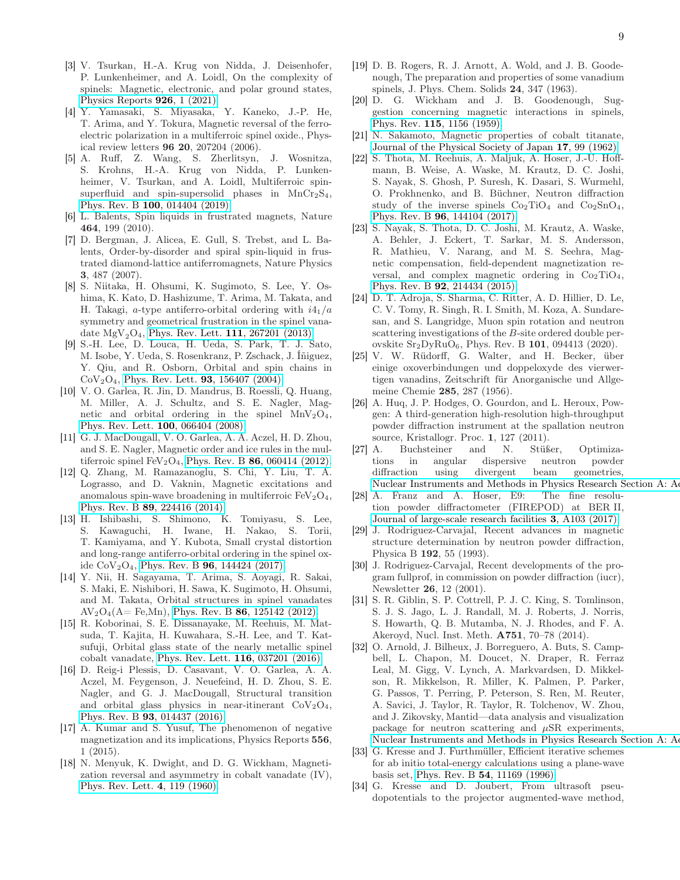[3] V. Tsurkan, H.-A. Krug von Nidda, J. Deisenhofer, P. Lunkenheimer, and A. Loidl, On the complexity of spinels: Magnetic, electronic, and polar ground states, Physics Reports **926**, 1 (2021).

[4] Y. Yamasaki, S. Miyasaka, Y. Kaneko, J.-P. He, T. Arima, and Y. Tokura, Magnetic reversal of the ferroelectric polarization in a multiferroic spinel oxide., Physical review letters **96 20**, 207204 (2006).

[5] A. Ruff, Z. Wang, S. Zherlitsyn, J. Wosnitza, S. Krohns, H.-A. Krug von Nidda, P. Lunkenheimer, V. Tsurkan, and A. Loidl, Multiferroic spin-superfluid and spin-supersolid phases in $MnCr_2S_4$, Phys. Rev. B **100**, 014404 (2019).

[6] L. Balents, Spin liquids in frustrated magnets, Nature **464**, 199 (2010).

[7] D. Bergman, J. Alicea, E. Gull, S. Trebst, and L. Balents, Order-by-disorder and spiral spin-liquid in frustrated diamond-lattice antiferromagnets, Nature Physics **3**, 487 (2007).

[8] S. Niitaka, H. Ohsumi, K. Sugimoto, S. Lee, Y. Oshima, K. Kato, D. Hashizume, T. Arima, M. Takata, and H. Takagi, *a*-type antiferro-orbital ordering with $i4_1/a$ symmetry and geometrical frustration in the spinel vanadate $MgV_2O_4$, Phys. Rev. Lett. **111**, 267201 (2013).

[9] S.-H. Lee, D. Louca, H. Ueda, S. Park, T. J. Sato, M. Isobe, Y. Ueda, S. Rosenkranz, P. Zschack, J. Íñiguez, Y. Qiu, and R. Osborn, Orbital and spin chains in $CoV_2O_4$, Phys. Rev. Lett. **93**, 156407 (2004).

[10] V. O. Garlea, R. Jin, D. Mandrus, B. Roessli, Q. Huang, M. Miller, A. J. Schultz, and S. E. Nagler, Magnetic and orbital ordering in the spinel $MnV_2O_4$, Phys. Rev. Lett. **100**, 066404 (2008).

[11] G. J. MacDougall, V. O. Garlea, A. A. Aczel, H. D. Zhou, and S. E. Nagler, Magnetic order and ice rules in the multiferroic spinel $FeV_2O_4$, Phys. Rev. B **86**, 060414 (2012).

[12] Q. Zhang, M. Ramazanoglu, S. Chi, Y. Liu, T. A. Lograsso, and D. Vaknin, Magnetic excitations and anomalous spin-wave broadening in multiferroic $FeV_2O_4$, Phys. Rev. B **89**, 224416 (2014).

[13] H. Ishibashi, S. Shimono, K. Tomiyasu, S. Lee, S. Kawaguchi, H. Iwane, H. Nakao, S. Torii, T. Kamiyama, and Y. Kubota, Small crystal distortion and long-range antiferro-orbital ordering in the spinel oxide $CoV_2O_4$, Phys. Rev. B **96**, 144424 (2017).

[14] Y. Nii, H. Sagayama, T. Arima, S. Aoyagi, R. Sakai, S. Maki, E. Nishibori, H. Sawa, K. Sugimoto, H. Ohsumi, and M. Takata, Orbital structures in spinel vanadates $AV_2O_4$(A= Fe,Mn), Phys. Rev. B **86**, 125142 (2012).

[15] R. Koborinai, S. E. Dissanayake, M. Reehuis, M. Matsuda, T. Kajita, H. Kuwahara, S.-H. Lee, and T. Katsufuji, Orbital glass state of the nearly metallic spinel cobalt vanadate, Phys. Rev. Lett. **116**, 037201 (2016).

[16] D. Reig-i Plessis, D. Casavant, V. O. Garlea, A. A. Aczel, M. Feygenson, J. Neuefeind, H. D. Zhou, S. E. Nagler, and G. J. MacDougall, Structural transition and orbital glass physics in near-itinerant $CoV_2O_4$, Phys. Rev. B **93**, 014437 (2016).

[17] A. Kumar and S. Yusuf, The phenomenon of negative magnetization and its implications, Physics Reports **556**, 1 (2015).

[18] N. Menyuk, K. Dwight, and D. G. Wickham, Magnetization reversal and asymmetry in cobalt vanadate (IV), Phys. Rev. Lett. **4**, 119 (1960).

[19] D. B. Rogers, R. J. Arnott, A. Wold, and J. B. Goodenough, The preparation and properties of some vanadium spinels, J. Phys. Chem. Solids **24**, 347 (1963).

[20] D. G. Wickham and J. B. Goodenough, Suggestion concerning magnetic interactions in spinels, Phys. Rev. **115**, 1156 (1959).

[21] N. Sakamoto, Magnetic properties of cobalt titanate, Journal of the Physical Society of Japan **17**, 99 (1962).

[22] S. Thota, M. Reehuis, A. Maljuk, A. Hoser, J.-U. Hoffmann, B. Weise, A. Waske, M. Krautz, D. C. Joshi, S. Nayak, S. Ghosh, P. Suresh, K. Dasari, S. Wurmehl, O. Prokhnenko, and B. Büchner, Neutron diffraction study of the inverse spinels $Co_2TiO_4$ and $Co_2SnO_4$, Phys. Rev. B **96**, 144104 (2017).

[23] S. Nayak, S. Thota, D. C. Joshi, M. Krautz, A. Waske, A. Behler, J. Eckert, T. Sarkar, M. S. Andersson, R. Mathieu, V. Narang, and M. S. Seehra, Magnetic compensation, field-dependent magnetization reversal, and complex magnetic ordering in $Co_2TiO_4$, Phys. Rev. B **92**, 214434 (2015).

[24] D. T. Adroja, S. Sharma, C. Ritter, A. D. Hillier, D. Le, C. V. Tomy, R. Singh, R. I. Smith, M. Koza, A. Sundaresan, and S. Langridge, Muon spin rotation and neutron scattering investigations of the *B*-site ordered double perovskite $Sr_2DyRuO_6$, Phys. Rev. B **101**, 094413 (2020).

[25] V. W. Rüdorff, G. Walter, and H. Becker, über einige oxoverbindungen und doppeloxyde des vierwertigen vanadins, Zeitschrift für Anorganische und Allgemeine Chemie **285**, 287 (1956).

[26] A. Huq, J. P. Hodges, O. Gourdon, and L. Heroux, Powgen: A third-generation high-resolution high-throughput powder diffraction instrument at the spallation neutron source, Kristallogr. Proc. **1**, 127 (2011).

[27] A. Buchsteiner and N. Stüßer, Optimizations in angular dispersive neutron powder diffraction using divergent beam geometries, Nuclear Instruments and Methods in Physics Research Section A: Ac

[28] A. Franz and A. Hoser, E9: The fine resolution powder diffractometer (FIREPOD) at BER II, Journal of large-scale research facilities **3**, A103 (2017).

[29] J. Rodriguez-Carvajal, Recent advances in magnetic structure determination by neutron powder diffraction, Physica B **192**, 55 (1993).

[30] J. Rodriguez-Carvajal, Recent developments of the program fullprof, in commission on powder diffraction (iucr), Newsletter **26**, 12 (2001).

[31] S. R. Giblin, S. P. Cottrell, P. J. C. King, S. Tomlinson, S. J. S. Jago, L. J. Randall, M. J. Roberts, J. Norris, S. Howarth, Q. B. Mutamba, N. J. Rhodes, and F. A. Akeroyd, Nucl. Inst. Meth. **A751**, 70–78 (2014).

[32] O. Arnold, J. Bilheux, J. Borreguero, A. Buts, S. Campbell, L. Chapon, M. Doucet, N. Draper, R. Ferraz Leal, M. Gigg, V. Lynch, A. Markvardsen, D. Mikkelson, R. Mikkelson, R. Miller, K. Palmen, P. Parker, G. Passos, T. Perring, P. Peterson, S. Ren, M. Reuter, A. Savici, J. Taylor, R. Taylor, R. Tolchenov, W. Zhou, and J. Zikovsky, Mantid—data analysis and visualization package for neutron scattering and $\mu$SR experiments, Nuclear Instruments and Methods in Physics Research Section A: Ac

[33] G. Kresse and J. Furthmüller, Efficient iterative schemes for ab initio total-energy calculations using a plane-wave basis set, Phys. Rev. B **54**, 11169 (1996).

[34] G. Kresse and D. Joubert, From ultrasoft pseudopotentials to the projector augmented-wave method,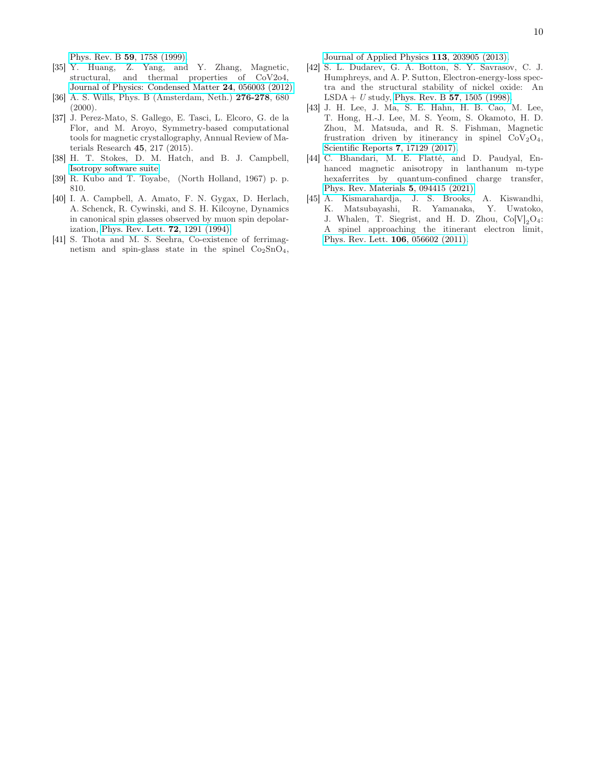Phys. Rev. B **59**, 1758 (1999).

[35] Y. Huang, Z. Yang, and Y. Zhang, Magnetic, structural, and thermal properties of CoV2o4, Journal of Physics: Condensed Matter **24**, 056003 (2012).

[36] A. S. Wills, Phys. B (Amsterdam, Neth.) **276-278**, 680 (2000).

[37] J. Perez-Mato, S. Gallego, E. Tasci, L. Elcoro, G. de la Flor, and M. Aroyo, Symmetry-based computational tools for magnetic crystallography, Annual Review of Materials Research **45**, 217 (2015).

[38] H. T. Stokes, D. M. Hatch, and B. J. Campbell, Isotropy software suite.

[39] R. Kubo and T. Toyabe, (North Holland, 1967) p. p. 810.

[40] I. A. Campbell, A. Amato, F. N. Gygax, D. Herlach, A. Schenck, R. Cywinski, and S. H. Kilcoyne, Dynamics in canonical spin glasses observed by muon spin depolarization, Phys. Rev. Lett. **72**, 1291 (1994).

[41] S. Thota and M. S. Seehra, Co-existence of ferrimagnetism and spin-glass state in the spinel $Co_2SnO_4$, Journal of Applied Physics **113**, 203905 (2013).

[42] S. L. Dudarev, G. A. Botton, S. Y. Savrasov, C. J. Humphreys, and A. P. Sutton, Electron-energy-loss spectra and the structural stability of nickel oxide: An LSDA + $U$ study, Phys. Rev. B **57**, 1505 (1998).

[43] J. H. Lee, J. Ma, S. E. Hahn, H. B. Cao, M. Lee, T. Hong, H.-J. Lee, M. S. Yeom, S. Okamoto, H. D. Zhou, M. Matsuda, and R. S. Fishman, Magnetic frustration driven by itinerancy in spinel $CoV_2O_4$, Scientific Reports **7**, 17129 (2017).

[44] C. Bhandari, M. E. Flatté, and D. Paudyal, Enhanced magnetic anisotropy in lanthanum m-type hexaferrites by quantum-confined charge transfer, Phys. Rev. Materials **5**, 094415 (2021).

[45] A. Kismarahardja, J. S. Brooks, A. Kiswandhi, K. Matsubayashi, R. Yamanaka, Y. Uwatoko, J. Whalen, T. Siegrist, and H. D. Zhou, $Co[V]_2O_4$: A spinel approaching the itinerant electron limit, Phys. Rev. Lett. **106**, 056602 (2011).